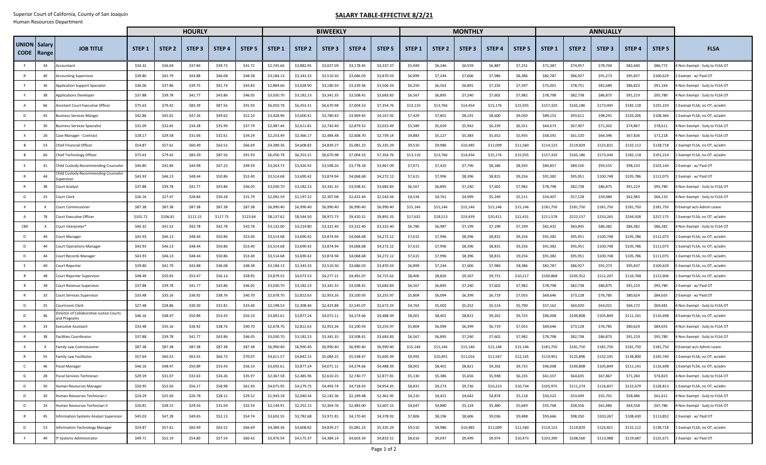Superior Court of California, County of San Joaquin
Human Resources Department

# SALARY TABLE-EFFECTIVE 8/2/21

| UNION CODE | Salary Range | JOB TITLE | HOURLY | | | | | BIWEEKLY | | | | | MONTHLY | | | | | ANNUALLY | | | | | FLSA |
|---|---|---|---|---|---|---|---|---|---|---|---|---|---|---|---|---|---|---|---|---|---|---|---|
| | | | STEP 1 | STEP 2 | STEP 3 | STEP 4 | STEP 5 | STEP 1 | STEP 2 | STEP 3 | STEP 4 | STEP 5 | STEP 1 | STEP 2 | STEP 3 | STEP 4 | STEP 5 | STEP 1 | STEP 2 | STEP 3 | STEP 4 | STEP 5 | |
| F | 34 | Accountant | $34.32 | $36.04 | $37.84 | $39.73 | $41.72 | $2,745.66 | $2,882.95 | $3,027.09 | $3,178.45 | $3,337.37 | $5,949 | $6,246 | $6,559 | $6,887 | $7,231 | $71,387 | $74,957 | $78,704 | $82,640 | $86,772 | 4 Non Exempt - Subj to FLSA OT |
| R | 40 | Accounting Supervisor | $39.80 | $41.79 | $43.88 | $46.08 | $48.38 | $3,184.13 | $3,343.33 | $3,510.50 | $3,686.03 | $3,870.33 | $6,899 | $7,244 | $7,606 | $7,986 | $8,386 | $82,787 | $86,927 | $91,273 | $95,837 | $100,629 | 2 Exempt - w/ Paid OT |
| F | 36 | Application Support Specialist | $36.06 | $37.86 | $39.75 | $41.74 | $43.83 | $2,884.66 | $3,028.90 | $3,180.34 | $3,339.36 | $3,506.33 | $6,250 | $6,563 | $6,891 | $7,235 | $7,597 | $75,001 | $78,751 | $82,689 | $86,823 | $91,164 | 4 Non Exempt - Subj to FLSA OT |
| F | 38 | Applications Developer | $37.88 | $39.78 | $41.77 | $43.86 | $46.05 | $3,030.70 | $3,182.23 | $3,341.35 | $3,508.41 | $3,683.83 | $6,567 | $6,895 | $7,240 | $7,602 | $7,982 | $78,798 | $82,738 | $86,875 | $91,219 | $95,780 | 4 Non Exempt - Subj to FLSA OT |
| A | 66 | Assistant Court Executive Officer | $75.63 | $79.42 | $83.39 | $87.56 | $91.93 | $6,050.78 | $6,353.31 | $6,670.98 | $7,004.53 | $7,354.76 | $13,110 | $13,766 | $14,454 | $15,176 | $15,935 | $157,320 | $165,186 | $173,445 | $182,118 | $191,224 | 1 Exempt FLSA, no OT, w/adm |
| D | 43 | Business Services Manger | $42.86 | $45.01 | $47.26 | $49.62 | $52.10 | $3,428.96 | $3,600.41 | $3,780.43 | $3,969.45 | $4,167.92 | $7,429 | $7,801 | $8,191 | $8,600 | $9,030 | $89,153 | $93,611 | $98,291 | $103,206 | $108,366 | 1 Exempt FLSA, no OT, w/adm |
| F | 30 | Business Services Specialist | $31.09 | $32.65 | $34.28 | $35.99 | $37.79 | $2,487.44 | $2,611.81 | $2,742.40 | $2,879.52 | $3,023.49 | $5,389 | $5,659 | $5,942 | $6,239 | $6,551 | $64,673 | $67,907 | $71,302 | $74,867 | $78,611 | 4 Non Exempt - Subj to FLSA OT |
| X | 26 | Case Manager - Contract | $28.17 | $29.58 | $31.06 | $32.61 | $34.24 | $2,253.49 | $2,366.17 | $2,484.48 | $2,608.70 | $2,739.14 | $4,883 | $5,127 | $5,383 | $5,652 | $5,935 | $58,591 | $61,520 | $64,596 | $67,826 | $71,218 | 4 Non Exempt - Subj to FLSA OT |
| B | 53 | Chief Financial Officer | $54.87 | $57.61 | $60.49 | $63.52 | $66.69 | $4,389.36 | $4,608.82 | $4,839.27 | $5,081.23 | $5,335.29 | $9,510 | $9,986 | $10,485 | $11,009 | $11,560 | $114,123 | $119,829 | $125,821 | $132,112 | $138,718 | 1 Exempt FLSA, no OT, w/adm |
| B | 66 | Chief Technology Officer | $75.63 | $79.42 | $83.39 | $87.56 | $91.93 | $6,050.78 | $6,353.31 | $6,670.98 | $7,004.53 | $7,354.76 | $13,110 | $13,766 | $14,454 | $15,176 | $15,935 | $157,320 | $165,186 | $173,445 | $182,118 | $191,224 | 1 Exempt FLSA, no OT, w/adm |
| E | 41 | Child Custody Recommending Counselor | $40.80 | $42.84 | $44.98 | $47.23 | $49.59 | $3,263.73 | $3,426.92 | $3,598.26 | $3,778.18 | $3,967.09 | $7,071 | $7,425 | $7,796 | $8,186 | $8,595 | $84,857 | $89,100 | $93,555 | $98,233 | $103,144 | 2 Exempt - w/ Paid OT |
| R | 44 | Child Custody Recommending Counselor Supervisor | $43.93 | $46.13 | $48.44 | $50.86 | $53.40 | $3,514.68 | $3,690.42 | $3,874.94 | $4,068.68 | $4,272.12 | $7,615 | $7,996 | $8,396 | $8,815 | $9,256 | $91,382 | $95,951 | $100,748 | $105,786 | $111,075 | 2 Exempt - w/ Paid OT |
| R | 38 | Court Analyst | $37.88 | $39.78 | $41.77 | $43.86 | $46.05 | $3,030.70 | $3,182.23 | $3,341.35 | $3,508.41 | $3,683.83 | $6,567 | $6,895 | $7,240 | $7,602 | $7,982 | $78,798 | $82,738 | $86,875 | $91,219 | $95,780 | 4 Non Exempt - Subj to FLSA OT |
| G | 23 | Court Clerk | $26.16 | $27.47 | $28.84 | $30.28 | $31.79 | $2,092.59 | $2,197.22 | $2,307.08 | $2,422.44 | $2,543.56 | $4,534 | $4,761 | $4,999 | $5,249 | $5,511 | $54,407 | $57,128 | $59,984 | $62,983 | $66,133 | 4 Non Exempt - Subj to FLSA OT |
| X | X | Court Commissioner | $87.38 | $87.38 | $87.38 | $87.38 | $87.38 | $6,990.40 | $6,990.40 | $6,990.40 | $6,990.40 | $6,990.40 | $15,146 | $15,146 | $15,146 | $15,146 | $15,146 | $181,750 | $181,750 | $181,750 | $181,750 | $181,750 | 0 Exempt w/o Admin Leave |
| A | 78 | Court Executive Officer | $101.72 | $106.81 | $112.15 | $117.75 | $123.64 | $8,137.62 | $8,544.50 | $8,971.73 | $9,420.31 | $9,891.33 | $17,632 | $18,513 | $19,439 | $20,411 | $21,431 | $211,578 | $222,157 | $233,265 | $244,928 | $257,175 | 1 Exempt FLSA, no OT, w/adm |
| C80 | X | Court Interpreter* | $40.32 | $41.52 | $42.78 | $42.78 | $42.78 | $3,132.00 | $3,224.80 | $3,322.40 | $3,322.40 | $3,322.40 | $6,786 | $6,987 | $7,199 | $7,199 | $7,199 | $81,432 | $83,845 | $86,382 | $86,382 | $86,382 | 4 Non Exempt - Subj to FLSA OT |
| D | 44 | Court Manager | $43.93 | $46.13 | $48.44 | $50.86 | $53.40 | $3,514.68 | $3,690.42 | $3,874.94 | $4,068.68 | $4,272.12 | $7,615 | $7,996 | $8,396 | $8,815 | $9,256 | $91,382 | $95,951 | $100,748 | $105,786 | $111,075 | 1 Exempt FLSA, no OT, w/adm |
| D | 44 | Court Operations Manager | $43.93 | $46.13 | $48.44 | $50.86 | $53.40 | $3,514.68 | $3,690.42 | $3,874.94 | $4,068.68 | $4,272.12 | $7,615 | $7,996 | $8,396 | $8,815 | $9,256 | $91,382 | $95,951 | $100,748 | $105,786 | $111,075 | 1 Exempt FLSA, no OT, w/adm |
| D | 44 | Court Records Manager | $43.93 | $46.13 | $48.44 | $50.86 | $53.40 | $3,514.68 | $3,690.42 | $3,874.94 | $4,068.68 | $4,272.12 | $7,615 | $7,996 | $8,396 | $8,815 | $9,256 | $91,382 | $95,951 | $100,748 | $105,786 | $111,075 | 1 Exempt FLSA, no OT, w/adm |
| E | 40 | Court Reporter | $39.80 | $41.79 | $43.88 | $46.08 | $48.38 | $3,184.13 | $3,343.33 | $3,510.50 | $3,686.03 | $3,870.33 | $6,899 | $7,244 | $7,606 | $7,986 | $8,386 | $82,787 | $86,927 | $91,273 | $95,837 | $100,629 | 5 Exempt FLSA, no OT, w/adm |
| R | 48 | Court Reporter Supervisor | $48.49 | $50.92 | $53.47 | $56.14 | $58.95 | $3,879.55 | $4,073.53 | $4,277.21 | $4,491.07 | $4,715.62 | $8,406 | $8,826 | $9,267 | $9,731 | $10,217 | $100,868 | $105,912 | $111,207 | $116,768 | $122,606 | 1 Exempt FLSA, no OT, w/adm |
| R | 38 | Court Revenue Supervisor | $37.88 | $39.78 | $41.77 | $43.86 | $46.05 | $3,030.70 | $3,182.23 | $3,341.35 | $3,508.41 | $3,683.83 | $6,567 | $6,895 | $7,240 | $7,602 | $7,982 | $78,798 | $82,738 | $86,875 | $91,219 | $95,780 | 2 Exempt - w/ Paid OT |
| R | 33 | Court Services Supervisor | $33.48 | $35.16 | $36.92 | $38.76 | $40.70 | $2,678.70 | $2,812.63 | $2,953.26 | $3,100.93 | $3,255.97 | $5,804 | $6,094 | $6,399 | $6,719 | $7,055 | $69,646 | $73,128 | $76,785 | $80,624 | $84,655 | 2 Exempt - w/ Paid OT |
| G | 25 | Courtroom Clerk | $27.48 | $28.86 | $30.30 | $31.81 | $33.40 | $2,198.53 | $2,308.46 | $2,423.88 | $2,545.07 | $2,672.33 | $4,763 | $5,002 | $5,252 | $5,514 | $5,790 | $57,162 | $60,020 | $63,021 | $66,172 | $69,481 | 4 Non Exempt - Subj to FLSA OT |
| D | 46 | Director of Collaborative Justice Courts and Programs | $46.16 | $48.47 | $50.89 | $53.43 | $56.10 | $3,692.61 | $3,877.24 | $4,071.11 | $4,274.66 | $4,488.39 | $8,001 | $8,401 | $8,821 | $9,262 | $9,725 | $96,008 | $100,808 | $105,849 | $111,141 | $116,698 | 1 Exempt FLSA, no OT, w/adm |
| R | 33 | Executive Assistant | $33.48 | $35.16 | $36.92 | $38.76 | $40.70 | $2,678.70 | $2,812.63 | $2,953.26 | $3,100.93 | $3,255.97 | $5,804 | $6,094 | $6,399 | $6,719 | $7,055 | $69,646 | $73,128 | $76,785 | $80,624 | $84,655 | 4 Non Exempt - Subj to FLSA OT |
| R | 38 | Facilities Coordinator | $37.88 | $39.78 | $41.77 | $43.86 | $46.05 | $3,030.70 | $3,182.23 | $3,341.35 | $3,508.41 | $3,683.83 | $6,567 | $6,895 | $7,240 | $7,602 | $7,982 | $78,798 | $82,738 | $86,875 | $91,219 | $95,780 | 4 Non Exempt - Subj to FLSA OT |
| X | X | Family Law Commissioner | $87.38 | $87.38 | $87.38 | $87.38 | $87.38 | $6,990.40 | $6,990.40 | $6,990.40 | $6,990.40 | $6,990.40 | $15,146 | $15,146 | $15,146 | $15,146 | $15,146 | $181,750 | $181,750 | $181,750 | $181,750 | $181,750 | 0 Exempt w/o Admin Leave |
| R | 55 | Family Law Facilitator | $57.64 | $60.53 | $63.55 | $66.73 | $70.07 | $4,611.57 | $4,842.15 | $5,084.25 | $5,338.47 | $5,605.39 | $9,992 | $10,491 | $11,016 | $11,567 | $12,145 | $119,901 | $125,896 | $132,191 | $138,800 | $145,740 | 1 Exempt FLSA, no OT, w/adm |
| C | 46 | Fiscal Manager | $46.16 | $48.47 | $50.89 | $53.43 | $56.10 | $3,692.61 | $3,877.24 | $4,071.11 | $4,274.66 | $4,488.39 | $8,001 | $8,401 | $8,821 | $9,262 | $9,725 | $96,008 | $100,808 | $105,849 | $111,141 | $116,698 | 1 Exempt FLSA, no OT, w/adm |
| G | 28 | Fiscal Services Technician | $29.59 | $31.07 | $32.63 | $34.26 | $35.97 | $2,367.58 | $2,485.96 | $2,610.25 | $2,740.77 | $2,877.81 | $5,130 | $5,386 | $5,656 | $5,938 | $6,235 | $61,557 | $64,635 | $67,867 | $71,260 | $74,823 | 4 Non Exempt - Subj to FLSA OT |
| D | 50 | Human Resources Manager | $50.95 | $53.50 | $56.17 | $58.98 | $61.93 | $4,075.95 | $4,279.75 | $4,493.74 | $4,718.43 | $4,954.35 | $8,831 | $9,273 | $9,736 | $10,223 | $10,734 | $105,975 | $111,274 | $116,837 | $122,679 | $128,813 | 1 Exempt FLSA, no OT, w/adm |
| D | 20 | Human Resources Technician I | $24.29 | $25.50 | $26.78 | $28.12 | $29.52 | $1,943.18 | $2,040.34 | $2,142.36 | $2,249.48 | $2,361.95 | $4,210 | $4,421 | $4,642 | $4,874 | $5,118 | $50,523 | $53,049 | $55,701 | $58,486 | $61,411 | 4 Non Exempt - Subj to FLSA OT |
| D | 24 | Human Resources Technician II | $26.81 | $28.15 | $29.56 | $31.04 | $32.59 | $2,144.91 | $2,252.15 | $2,364.76 | $2,483.00 | $2,607.15 | $4,647 | $4,880 | $5,124 | $5,380 | $5,649 | $55,768 | $58,556 | $61,484 | $64,558 | $67,786 | 4 Non Exempt - Subj to FLSA OT |
| R | 45 | Information Systems Analyst Supervisor | $45.03 | $47.28 | $49.65 | $52.13 | $54.74 | $3,602.55 | $3,782.68 | $3,971.81 | $4,170.40 | $4,378.92 | $7,806 | $8,196 | $8,606 | $9,036 | $9,488 | $93,666 | $98,350 | $103,267 | $108,430 | $113,852 | 2 Exempt - w/ Paid OT |
| D | 53 | Information Technology Manager | $54.87 | $57.61 | $60.49 | $63.52 | $66.69 | $4,389.36 | $4,608.82 | $4,839.27 | $5,081.23 | $5,335.29 | $9,510 | $9,986 | $10,485 | $11,009 | $11,560 | $114,123 | $119,829 | $125,821 | $132,112 | $138,718 | 1 Exempt FLSA, no OT, w/adm |
| F | 49 | IT Systems Administrator | $49.71 | $52.19 | $54.80 | $57.54 | $60.42 | $3,976.54 | $4,175.37 | $4,384.14 | $4,603.34 | $4,833.51 | $8,616 | $9,047 | $9,499 | $9,974 | $10,473 | $103,390 | $108,560 | $113,988 | $119,687 | $125,671 | 2 Exempt - w/ Paid OT |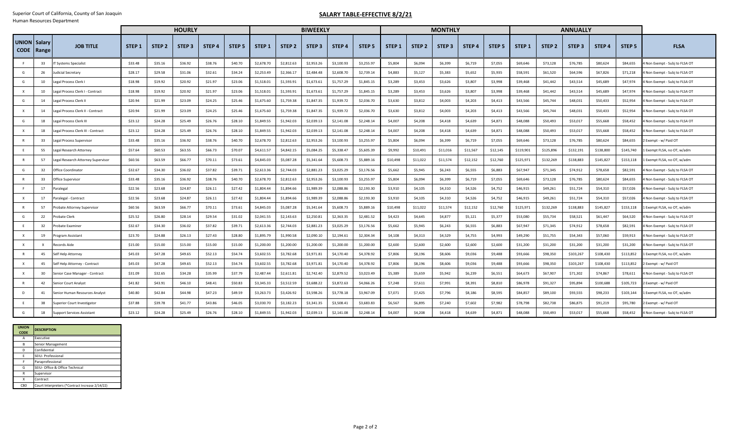Superior Court of California, County of San Joaquin
Human Resources Department

## SALARY TABLE-EFFECTIVE 8/2/21

| | | | HOURLY | | | | | BIWEEKLY | | | | | MONTHLY | | | | | ANNUALLY | | | | | |
|---|---|---|---|---|---|---|---|---|---|---|---|---|---|---|---|---|---|---|---|---|---|---|---|
| UNION CODE | Salary Range | JOB TITLE | STEP 1 | STEP 2 | STEP 3 | STEP 4 | STEP 5 | STEP 1 | STEP 2 | STEP 3 | STEP 4 | STEP 5 | STEP 1 | STEP 2 | STEP 3 | STEP 4 | STEP 5 | STEP 1 | STEP 2 | STEP 3 | STEP 4 | STEP 5 | FLSA |
| F | 33 | IT Systems Specialist | $33.48 | $35.16 | $36.92 | $38.76 | $40.70 | $2,678.70 | $2,812.63 | $2,953.26 | $3,100.93 | $3,255.97 | $5,804 | $6,094 | $6,399 | $6,719 | $7,055 | $69,646 | $73,128 | $76,785 | $80,624 | $84,655 | 4 Non Exempt - Subj to FLSA OT |
| G | 26 | Judicial Secretary | $28.17 | $29.58 | $31.06 | $32.61 | $34.24 | $2,253.49 | $2,366.17 | $2,484.48 | $2,608.70 | $2,739.14 | $4,883 | $5,127 | $5,383 | $5,652 | $5,935 | $58,591 | $61,520 | $64,596 | $67,826 | $71,218 | 4 Non Exempt - Subj to FLSA OT |
| G | 10 | Legal Process Clerk I | $18.98 | $19.92 | $20.92 | $21.97 | $23.06 | $1,518.01 | $1,593.91 | $1,673.61 | $1,757.29 | $1,845.15 | $3,289 | $3,453 | $3,626 | $3,807 | $3,998 | $39,468 | $41,442 | $43,514 | $45,689 | $47,974 | 4 Non Exempt - Subj to FLSA OT |
| X | 10 | Legal Process Clerk I - Contract | $18.98 | $19.92 | $20.92 | $21.97 | $23.06 | $1,518.01 | $1,593.91 | $1,673.61 | $1,757.29 | $1,845.15 | $3,289 | $3,453 | $3,626 | $3,807 | $3,998 | $39,468 | $41,442 | $43,514 | $45,689 | $47,974 | 4 Non Exempt - Subj to FLSA OT |
| G | 14 | Legal Process Clerk II | $20.94 | $21.99 | $23.09 | $24.25 | $25.46 | $1,675.60 | $1,759.38 | $1,847.35 | $1,939.72 | $2,036.70 | $3,630 | $3,812 | $4,003 | $4,203 | $4,413 | $43,566 | $45,744 | $48,031 | $50,433 | $52,954 | 4 Non Exempt - Subj to FLSA OT |
| X | 14 | Legal Process Clerk II - Contract | $20.94 | $21.99 | $23.09 | $24.25 | $25.46 | $1,675.60 | $1,759.38 | $1,847.35 | $1,939.72 | $2,036.70 | $3,630 | $3,812 | $4,003 | $4,203 | $4,413 | $43,566 | $45,744 | $48,031 | $50,433 | $52,954 | 4 Non Exempt - Subj to FLSA OT |
| G | 18 | Legal Process Clerk III | $23.12 | $24.28 | $25.49 | $26.76 | $28.10 | $1,849.55 | $1,942.03 | $2,039.13 | $2,141.08 | $2,248.14 | $4,007 | $4,208 | $4,418 | $4,639 | $4,871 | $48,088 | $50,493 | $53,017 | $55,668 | $58,452 | 4 Non Exempt - Subj to FLSA OT |
| X | 18 | Legal Process Clerk III - Contract | $23.12 | $24.28 | $25.49 | $26.76 | $28.10 | $1,849.55 | $1,942.03 | $2,039.13 | $2,141.08 | $2,248.14 | $4,007 | $4,208 | $4,418 | $4,639 | $4,871 | $48,088 | $50,493 | $53,017 | $55,668 | $58,452 | 4 Non Exempt - Subj to FLSA OT |
| R | 33 | Legal Process Supervisor | $33.48 | $35.16 | $36.92 | $38.76 | $40.70 | $2,678.70 | $2,812.63 | $2,953.26 | $3,100.93 | $3,255.97 | $5,804 | $6,094 | $6,399 | $6,719 | $7,055 | $69,646 | $73,128 | $76,785 | $80,624 | $84,655 | 2 Exempt - w/ Paid OT |
| E | 55 | Legal Research Attorney | $57.64 | $60.53 | $63.55 | $66.73 | $70.07 | $4,611.57 | $4,842.15 | $5,084.25 | $5,338.47 | $5,605.39 | $9,992 | $10,491 | $11,016 | $11,567 | $12,145 | $119,901 | $125,896 | $132,191 | $138,800 | $145,740 | 1 Exempt FLSA, no OT, w/adm |
| R | 57 | Legal Research Attorney Supervisor | $60.56 | $63.59 | $66.77 | $70.11 | $73.61 | $4,845.03 | $5,087.28 | $5,341.64 | $5,608.73 | $5,889.16 | $10,498 | $11,022 | $11,574 | $12,152 | $12,760 | $125,971 | $132,269 | $138,883 | $145,827 | $153,118 | 1 Exempt FLSA, no OT, w/adm |
| G | 32 | Office Coordinator | $32.67 | $34.30 | $36.02 | $37.82 | $39.71 | $2,613.36 | $2,744.03 | $2,881.23 | $3,025.29 | $3,176.56 | $5,662 | $5,945 | $6,243 | $6,555 | $6,883 | $67,947 | $71,345 | $74,912 | $78,658 | $82,591 | 4 Non Exempt - Subj to FLSA OT |
| R | 33 | Office Supervisor | $33.48 | $35.16 | $36.92 | $38.76 | $40.70 | $2,678.70 | $2,812.63 | $2,953.26 | $3,100.93 | $3,255.97 | $5,804 | $6,094 | $6,399 | $6,719 | $7,055 | $69,646 | $73,128 | $76,785 | $80,624 | $84,655 | 4 Non Exempt - Subj to FLSA OT |
| F | 17 | Paralegal | $22.56 | $23.68 | $24.87 | $26.11 | $27.42 | $1,804.44 | $1,894.66 | $1,989.39 | $2,088.86 | $2,193.30 | $3,910 | $4,105 | $4,310 | $4,526 | $4,752 | $46,915 | $49,261 | $51,724 | $54,310 | $57,026 | 4 Non Exempt - Subj to FLSA OT |
| X | 17 | Paralegal - Contract | $22.56 | $23.68 | $24.87 | $26.11 | $27.42 | $1,804.44 | $1,894.66 | $1,989.39 | $2,088.86 | $2,193.30 | $3,910 | $4,105 | $4,310 | $4,526 | $4,752 | $46,915 | $49,261 | $51,724 | $54,310 | $57,026 | 4 Non Exempt - Subj to FLSA OT |
| R | 57 | Probate Attorney Supervisor | $60.56 | $63.59 | $66.77 | $70.11 | $73.61 | $4,845.03 | $5,087.28 | $5,341.64 | $5,608.73 | $5,889.16 | $10,498 | $11,022 | $11,574 | $12,152 | $12,760 | $125,971 | $132,269 | $138,883 | $145,827 | $153,118 | 1 Exempt FLSA, no OT, w/adm |
| G | 22 | Probate Clerk | $25.52 | $26.80 | $28.14 | $29.54 | $31.02 | $2,041.55 | $2,143.63 | $2,250.81 | $2,363.35 | $2,481.52 | $4,423 | $4,645 | $4,877 | $5,121 | $5,377 | $53,080 | $55,734 | $58,521 | $61,447 | $64,520 | 4 Non Exempt - Subj to FLSA OT |
| E | 32 | Probate Examiner | $32.67 | $34.30 | $36.02 | $37.82 | $39.71 | $2,613.36 | $2,744.03 | $2,881.23 | $3,025.29 | $3,176.56 | $5,662 | $5,945 | $6,243 | $6,555 | $6,883 | $67,947 | $71,345 | $74,912 | $78,658 | $82,591 | 4 Non Exempt - Subj to FLSA OT |
| X | 19 | Program Assistant | $23.70 | $24.88 | $26.13 | $27.43 | $28.80 | $1,895.79 | $1,990.58 | $2,090.10 | $2,194.61 | $2,304.34 | $4,108 | $4,313 | $4,529 | $4,755 | $4,993 | $49,290 | $51,755 | $54,343 | $57,060 | $59,913 | 4 Non Exempt - Subj to FLSA OT |
| X | X | Records Aide | $15.00 | $15.00 | $15.00 | $15.00 | $15.00 | $1,200.00 | $1,200.00 | $1,200.00 | $1,200.00 | $1,200.00 | $2,600 | $2,600 | $2,600 | $2,600 | $2,600 | $31,200 | $31,200 | $31,200 | $31,200 | $31,200 | 4 Non Exempt - Subj to FLSA OT |
| R | 45 | Self Help Attorney | $45.03 | $47.28 | $49.65 | $52.13 | $54.74 | $3,602.55 | $3,782.68 | $3,971.81 | $4,170.40 | $4,378.92 | $7,806 | $8,196 | $8,606 | $9,036 | $9,488 | $93,666 | $98,350 | $103,267 | $108,430 | $113,852 | 1 Exempt FLSA, no OT, w/adm |
| X | 45 | Self Help Attorney - Contract | $45.03 | $47.28 | $49.65 | $52.13 | $54.74 | $3,602.55 | $3,782.68 | $3,971.81 | $4,170.40 | $4,378.92 | $7,806 | $8,196 | $8,606 | $9,036 | $9,488 | $93,666 | $98,350 | $103,267 | $108,430 | $113,852 | 2 Exempt - w/ Paid OT |
| X | 30 | Senior Case Manager - Contract | $31.09 | $32.65 | $34.28 | $35.99 | $37.79 | $2,487.44 | $2,611.81 | $2,742.40 | $2,879.52 | $3,023.49 | $5,389 | $5,659 | $5,942 | $6,239 | $6,551 | $64,673 | $67,907 | $71,302 | $74,867 | $78,611 | 4 Non Exempt - Subj to FLSA OT |
| R | 42 | Senior Court Analyst | $41.82 | $43.91 | $46.10 | $48.41 | $50.83 | $3,345.33 | $3,512.59 | $3,688.22 | $3,872.63 | $4,066.26 | $7,248 | $7,611 | $7,991 | $8,391 | $8,810 | $86,978 | $91,327 | $95,894 | $100,688 | $105,723 | 2 Exempt - w/ Paid OT |
| D | 41 | Senior Human Resources Analyst | $40.80 | $42.84 | $44.98 | $47.23 | $49.59 | $3,263.73 | $3,426.92 | $3,598.26 | $3,778.18 | $3,967.09 | $7,071 | $7,425 | $7,796 | $8,186 | $8,595 | $84,857 | $89,100 | $93,555 | $98,233 | $103,144 | 1 Exempt FLSA, no OT, w/adm |
| E | 38 | Superior Court Investigator | $37.88 | $39.78 | $41.77 | $43.86 | $46.05 | $3,030.70 | $3,182.23 | $3,341.35 | $3,508.41 | $3,683.83 | $6,567 | $6,895 | $7,240 | $7,602 | $7,982 | $78,798 | $82,738 | $86,875 | $91,219 | $95,780 | 2 Exempt - w/ Paid OT |
| G | 18 | Support Services Assistant | $23.12 | $24.28 | $25.49 | $26.76 | $28.10 | $1,849.55 | $1,942.03 | $2,039.13 | $2,141.08 | $2,248.14 | $4,007 | $4,208 | $4,418 | $4,639 | $4,871 | $48,088 | $50,493 | $53,017 | $55,668 | $58,452 | 4 Non Exempt - Subj to FLSA OT |

| UNION CODE | DESCRIPTION |
|---|---|
| A | Executive |
| B | Senior Management |
| D | Confidential |
| E | SEIU- Professional |
| F | Paraprofessional |
| G | SEIU- Office & Office Technical |
| R | Supervisor |
| X | Contract |
| CBO | Court Interpreters (*Contract Increase 2/14/22) |